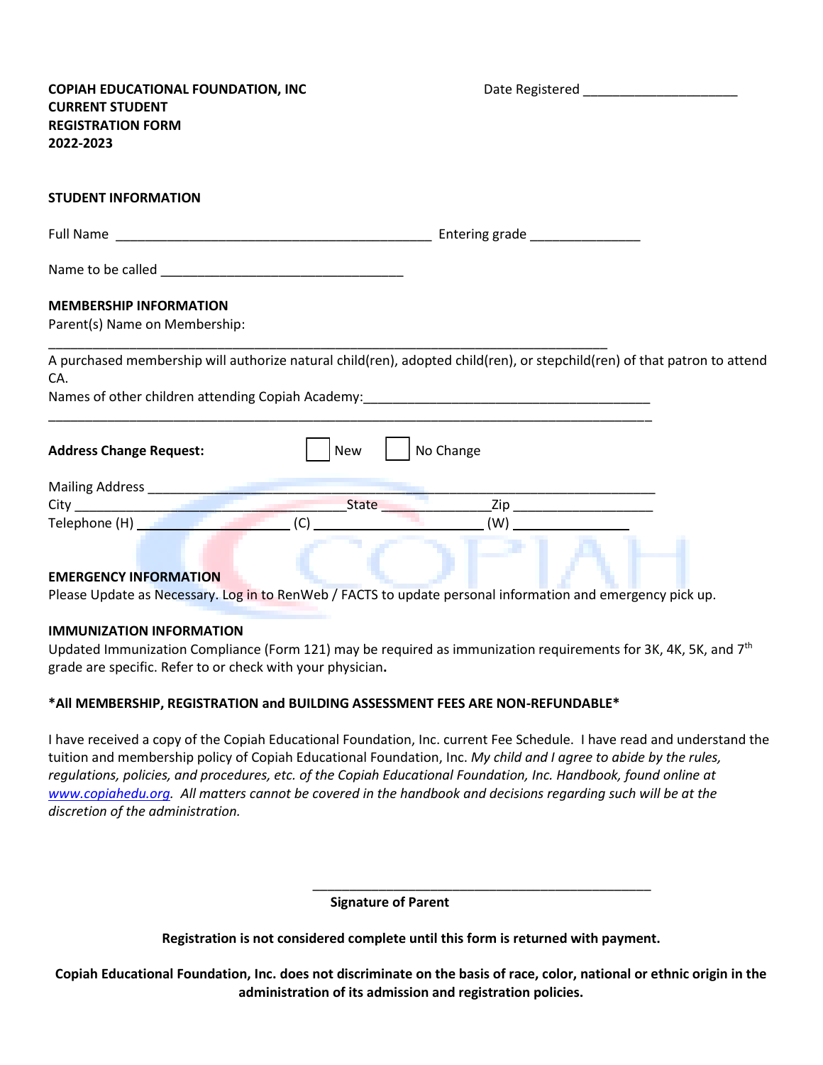**COPIAH EDUCATIONAL FOUNDATION, INC**
**CURRENT STUDENT**
**REGISTRATION FORM**
**2022-2023**

Date Registered ______________________

**STUDENT INFORMATION**

Full Name ____________________________________________ Entering grade _______________

Name to be called _________________________________

**MEMBERSHIP INFORMATION**
Parent(s) Name on Membership:

_______________________________________________________________________________

A purchased membership will authorize natural child(ren), adopted child(ren), or stepchild(ren) of that patron to attend CA.
Names of other children attending Copiah Academy:________________________________________

_______________________________________________________________________________

**Address Change Request:** ☐ New ☐ No Change

Mailing Address _____________________________________________________________________
City _________________________________State ______________Zip ____________________
Telephone (H) ______________________ (C) ________________________ (W) ________________

**EMERGENCY INFORMATION**
Please Update as Necessary. Log in to RenWeb / FACTS to update personal information and emergency pick up.

**IMMUNIZATION INFORMATION**
Updated Immunization Compliance (Form 121) may be required as immunization requirements for 3K, 4K, 5K, and 7th grade are specific. Refer to or check with your physician**.**

**\*All MEMBERSHIP, REGISTRATION and BUILDING ASSESSMENT FEES ARE NON-REFUNDABLE\***

I have received a copy of the Copiah Educational Foundation, Inc. current Fee Schedule. I have read and understand the tuition and membership policy of Copiah Educational Foundation, Inc. *My child and I agree to abide by the rules, regulations, policies, and procedures, etc. of the Copiah Educational Foundation, Inc. Handbook, found online at www.copiahedu.org. All matters cannot be covered in the handbook and decisions regarding such will be at the discretion of the administration.*

_________________________________________________
**Signature of Parent**

**Registration is not considered complete until this form is returned with payment.**

**Copiah Educational Foundation, Inc. does not discriminate on the basis of race, color, national or ethnic origin in the administration of its admission and registration policies.**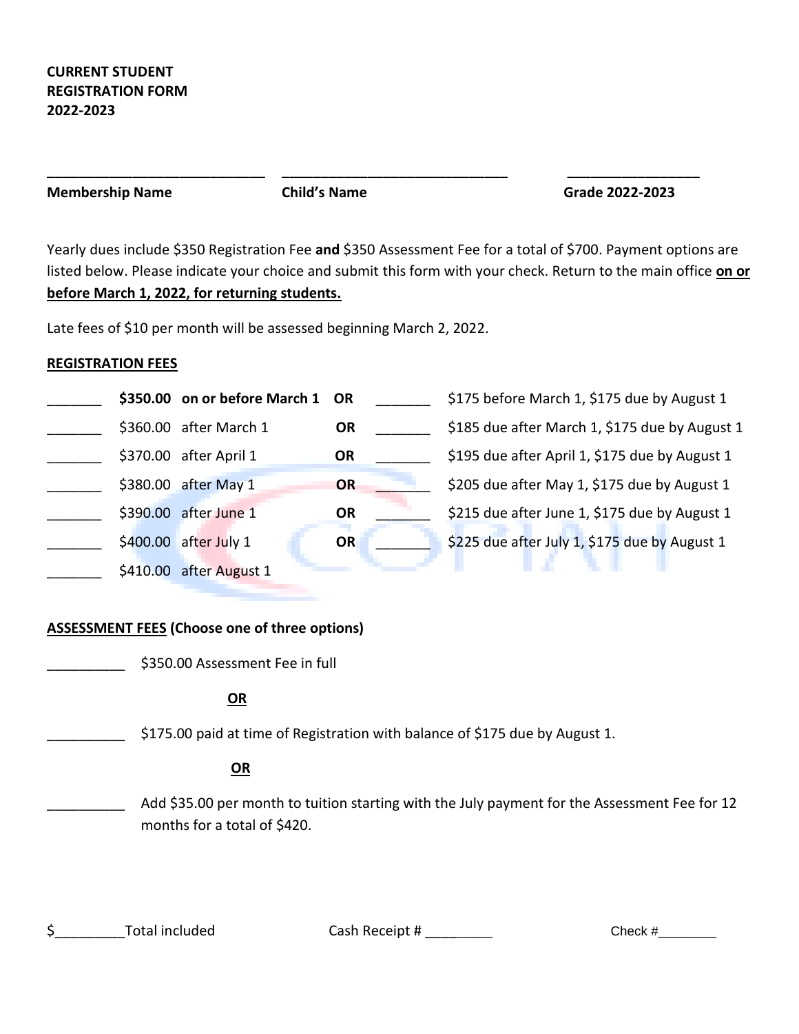**CURRENT STUDENT**
**REGISTRATION FORM**
**2022-2023**

_____________________________ _____________________________ _________________

**Membership Name** **Child's Name** **Grade 2022-2023**

Yearly dues include $350 Registration Fee **and** $350 Assessment Fee for a total of $700. Payment options are listed below. Please indicate your choice and submit this form with your check. Return to the main office **on or before March 1, 2022, for returning students.**

Late fees of $10 per month will be assessed beginning March 2, 2022.

**REGISTRATION FEES**

| | | | | | |
|---|---|---|---|---|---|
| _______ | **$350.00** | **on or before March 1** | **OR** | _______ | $175 before March 1, $175 due by August 1 |
| _______ | $360.00 | after March 1 | **OR** | _______ | $185 due after March 1, $175 due by August 1 |
| _______ | $370.00 | after April 1 | **OR** | _______ | $195 due after April 1, $175 due by August 1 |
| _______ | $380.00 | after May 1 | **OR** | _______ | $205 due after May 1, $175 due by August 1 |
| _______ | $390.00 | after June 1 | **OR** | _______ | $215 due after June 1, $175 due by August 1 |
| _______ | $400.00 | after July 1 | **OR** | _______ | $225 due after July 1, $175 due by August 1 |
| _______ | $410.00 | after August 1 | | | |

**ASSESSMENT FEES (Choose one of three options)**

__________ $350.00 Assessment Fee in full

**OR**

__________ $175.00 paid at time of Registration with balance of $175 due by August 1.

**OR**

__________ Add $35.00 per month to tuition starting with the July payment for the Assessment Fee for 12 months for a total of $420.

$_________Total included Cash Receipt # _________ Check #________